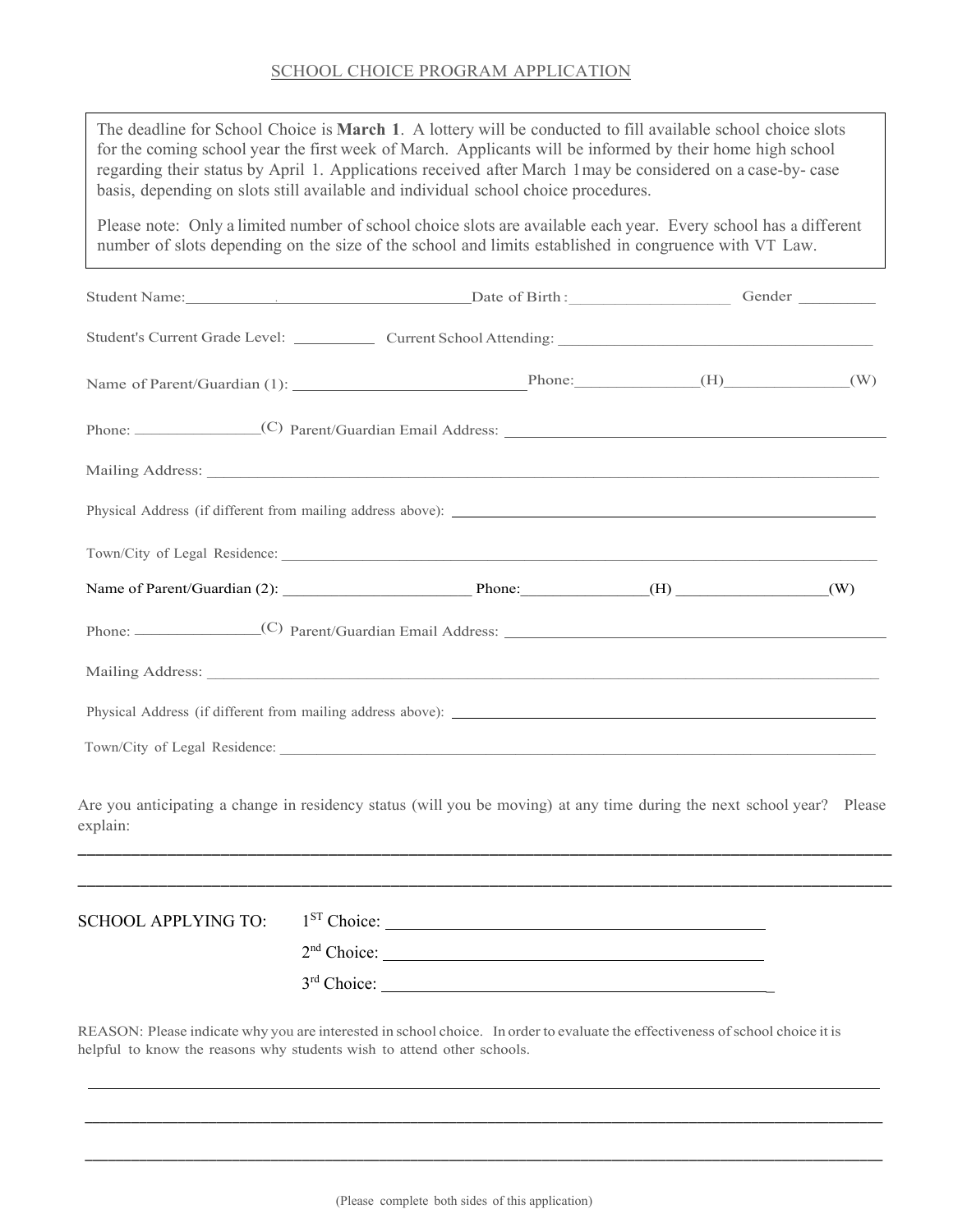SCHOOL CHOICE PROGRAM APPLICATION

> The deadline for School Choice is **March 1**. A lottery will be conducted to fill available school choice slots for the coming school year the first week of March. Applicants will be informed by their home high school regarding their status by April 1. Applications received after March 1 may be considered on a case-by- case basis, depending on slots still available and individual school choice procedures.
>
> Please note: Only a limited number of school choice slots are available each year. Every school has a different number of slots depending on the size of the school and limits established in congruence with VT Law.

Student Name: ______________________________ Date of Birth: ________________ Gender ________

Student's Current Grade Level: __________ Current School Attending: ______________________________

Name of Parent/Guardian (1): ________________________ Phone: ____________(H) ____________(W)

Phone: ____________(C) Parent/Guardian Email Address: ______________________________

Mailing Address: ____________________________________________________________

Physical Address (if different from mailing address above): ______________________________

Town/City of Legal Residence: ____________________________________________________________

Name of Parent/Guardian (2): ____________________ Phone: ____________(H) ______________(W)

Phone: ____________(C) Parent/Guardian Email Address: ______________________________

Mailing Address: ____________________________________________________________

Physical Address (if different from mailing address above): ______________________________

Town/City of Legal Residence: ____________________________________________________________

Are you anticipating a change in residency status (will you be moving) at any time during the next school year? Please explain:

____________________________________________________________________________

____________________________________________________________________________

SCHOOL APPLYING TO:

1ST Choice: ______________________________________

2nd Choice: ______________________________________

3rd Choice: ______________________________________

REASON: Please indicate why you are interested in school choice. In order to evaluate the effectiveness of school choice it is helpful to know the reasons why students wish to attend other schools.

____________________________________________________________________________

____________________________________________________________________________

____________________________________________________________________________

(Please complete both sides of this application)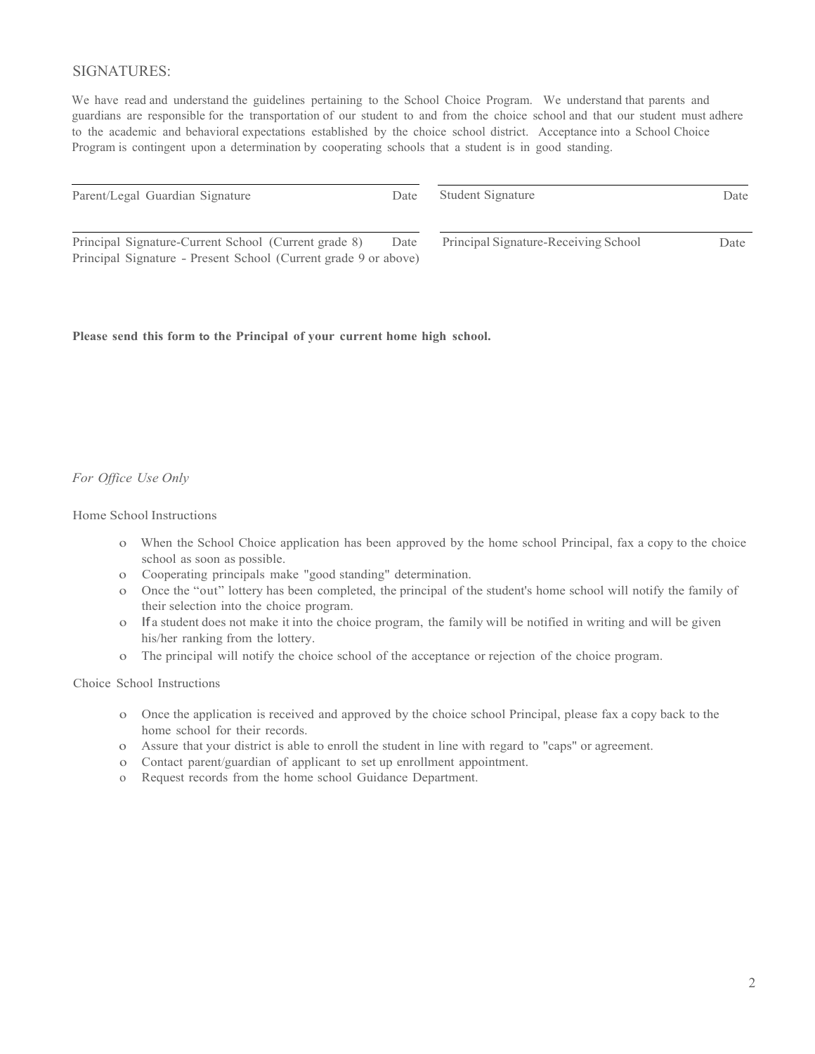## SIGNATURES:

We have read and understand the guidelines pertaining to the School Choice Program. We understand that parents and guardians are responsible for the transportation of our student to and from the choice school and that our student must adhere to the academic and behavioral expectations established by the choice school district. Acceptance into a School Choice Program is contingent upon a determination by cooperating schools that a student is in good standing.

| | | | |
|---|---|---|---|
| Parent/Legal Guardian Signature | Date | Student Signature | Date |
| Principal Signature-Current School (Current grade 8)<br>Principal Signature - Present School (Current grade 9 or above) | Date | Principal Signature-Receiving School | Date |

**Please send this form to the Principal of your current home high school.**

*For Office Use Only*

Home School Instructions

- When the School Choice application has been approved by the home school Principal, fax a copy to the choice school as soon as possible.
- Cooperating principals make "good standing" determination.
- Once the "out" lottery has been completed, the principal of the student's home school will notify the family of their selection into the choice program.
- If a student does not make it into the choice program, the family will be notified in writing and will be given his/her ranking from the lottery.
- The principal will notify the choice school of the acceptance or rejection of the choice program.

Choice School Instructions

- Once the application is received and approved by the choice school Principal, please fax a copy back to the home school for their records.
- Assure that your district is able to enroll the student in line with regard to "caps" or agreement.
- Contact parent/guardian of applicant to set up enrollment appointment.
- Request records from the home school Guidance Department.